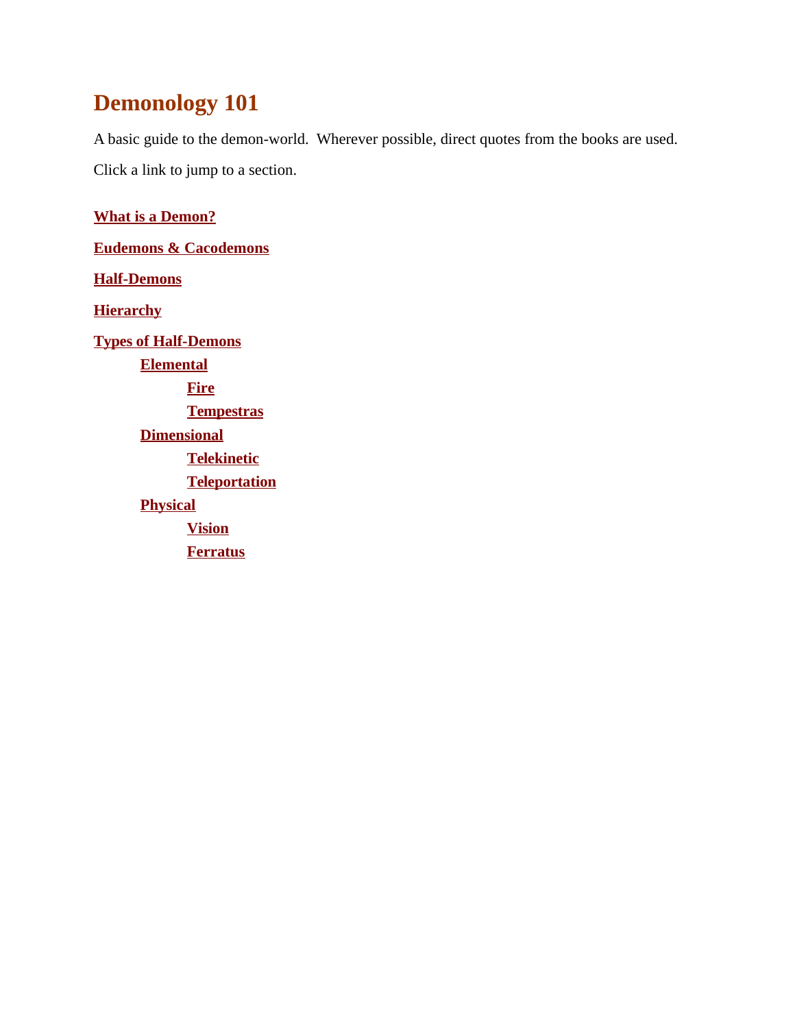# Demonology 101

A basic guide to the demon-world. Wherever possible, direct quotes from the books are used.

Click a link to jump to a section.

**What is a Demon?**

**Eudemons & Cacodemons**

**Half-Demons**

**Hierarchy**

**Types of Half-Demons**

- **Elemental**
  - **Fire**
  - **Tempestras**
- **Dimensional**
  - **Telekinetic**
  - **Teleportation**
- **Physical**
  - **Vision**
  - **Ferratus**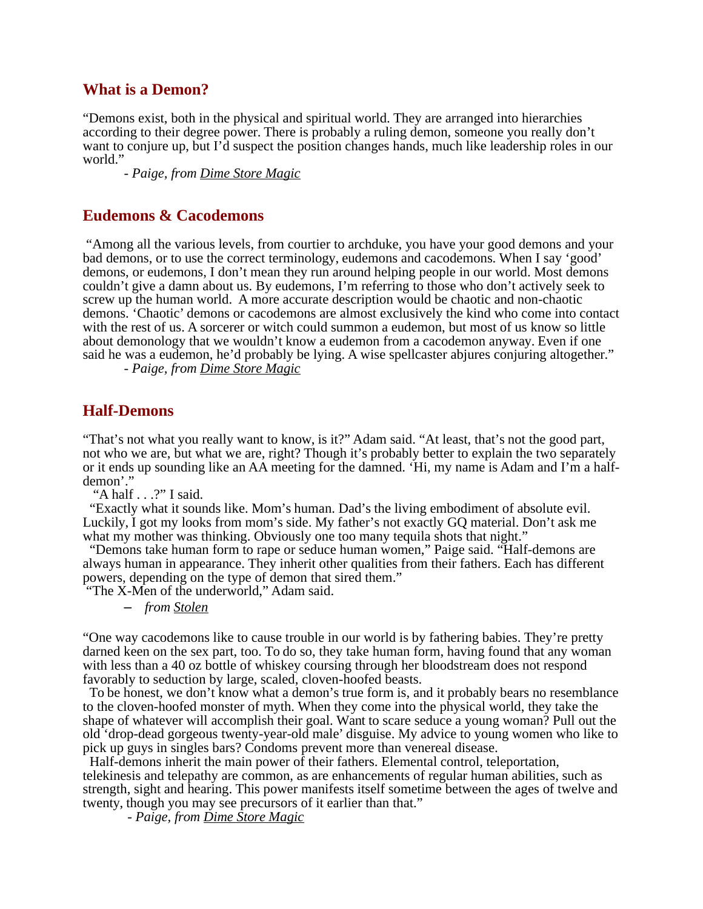## What is a Demon?

"Demons exist, both in the physical and spiritual world. They are arranged into hierarchies according to their degree power. There is probably a ruling demon, someone you really don't want to conjure up, but I'd suspect the position changes hands, much like leadership roles in our world."

*- Paige, from* *Dime Store Magic*

## Eudemons & Cacodemons

"Among all the various levels, from courtier to archduke, you have your good demons and your bad demons, or to use the correct terminology, eudemons and cacodemons. When I say 'good' demons, or eudemons, I don't mean they run around helping people in our world. Most demons couldn't give a damn about us. By eudemons, I'm referring to those who don't actively seek to screw up the human world. A more accurate description would be chaotic and non-chaotic demons. 'Chaotic' demons or cacodemons are almost exclusively the kind who come into contact with the rest of us. A sorcerer or witch could summon a eudemon, but most of us know so little about demonology that we wouldn't know a eudemon from a cacodemon anyway. Even if one said he was a eudemon, he'd probably be lying. A wise spellcaster abjures conjuring altogether."

*- Paige, from* *Dime Store Magic*

## Half-Demons

"That's not what you really want to know, is it?" Adam said. "At least, that's not the good part, not who we are, but what we are, right? Though it's probably better to explain the two separately or it ends up sounding like an AA meeting for the damned. 'Hi, my name is Adam and I'm a half-demon'."

"A half . . .?" I said.

"Exactly what it sounds like. Mom's human. Dad's the living embodiment of absolute evil. Luckily, I got my looks from mom's side. My father's not exactly GQ material. Don't ask me what my mother was thinking. Obviously one too many tequila shots that night."

"Demons take human form to rape or seduce human women," Paige said. "Half-demons are always human in appearance. They inherit other qualities from their fathers. Each has different powers, depending on the type of demon that sired them."

"The X-Men of the underworld," Adam said.

– *from* *Stolen*

"One way cacodemons like to cause trouble in our world is by fathering babies. They're pretty darned keen on the sex part, too. To do so, they take human form, having found that any woman with less than a 40 oz bottle of whiskey coursing through her bloodstream does not respond favorably to seduction by large, scaled, cloven-hoofed beasts.

To be honest, we don't know what a demon's true form is, and it probably bears no resemblance to the cloven-hoofed monster of myth. When they come into the physical world, they take the shape of whatever will accomplish their goal. Want to scare seduce a young woman? Pull out the old 'drop-dead gorgeous twenty-year-old male' disguise. My advice to young women who like to pick up guys in singles bars? Condoms prevent more than venereal disease.

Half-demons inherit the main power of their fathers. Elemental control, teleportation, telekinesis and telepathy are common, as are enhancements of regular human abilities, such as strength, sight and hearing. This power manifests itself sometime between the ages of twelve and twenty, though you may see precursors of it earlier than that."

*- Paige, from* *Dime Store Magic*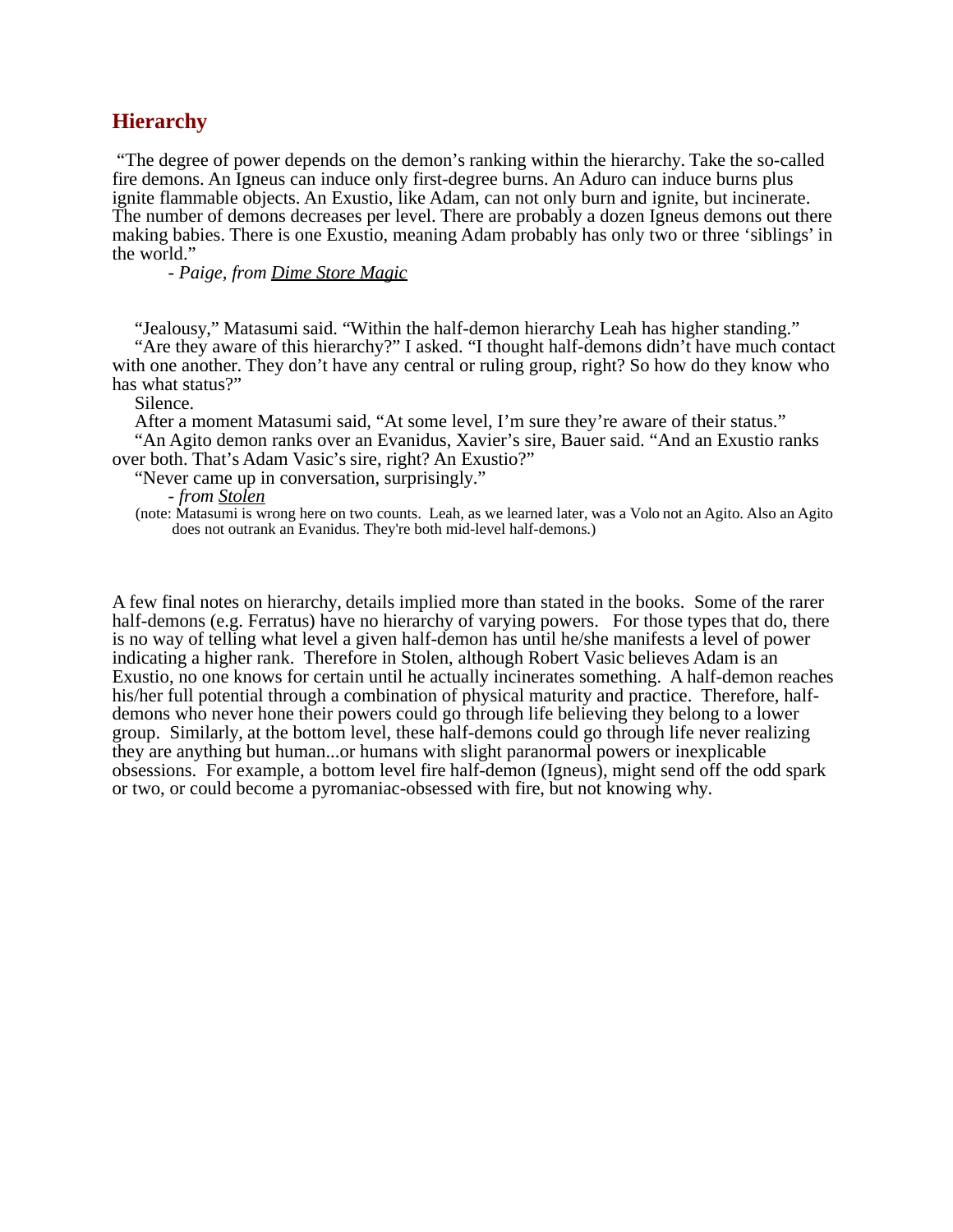## Hierarchy

"The degree of power depends on the demon's ranking within the hierarchy. Take the so-called fire demons. An Igneus can induce only first-degree burns. An Aduro can induce burns plus ignite flammable objects. An Exustio, like Adam, can not only burn and ignite, but incinerate. The number of demons decreases per level. There are probably a dozen Igneus demons out there making babies. There is one Exustio, meaning Adam probably has only two or three 'siblings' in the world."

*- Paige, from Dime Store Magic*

"Jealousy," Matasumi said. "Within the half-demon hierarchy Leah has higher standing."

"Are they aware of this hierarchy?" I asked. "I thought half-demons didn't have much contact with one another. They don't have any central or ruling group, right? So how do they know who has what status?"

Silence.

After a moment Matasumi said, "At some level, I'm sure they're aware of their status."

"An Agito demon ranks over an Evanidus, Xavier's sire, Bauer said. "And an Exustio ranks over both. That's Adam Vasic's sire, right? An Exustio?"

"Never came up in conversation, surprisingly."

*- from Stolen*

(note: Matasumi is wrong here on two counts. Leah, as we learned later, was a Volo not an Agito. Also an Agito does not outrank an Evanidus. They're both mid-level half-demons.)

A few final notes on hierarchy, details implied more than stated in the books. Some of the rarer half-demons (e.g. Ferratus) have no hierarchy of varying powers. For those types that do, there is no way of telling what level a given half-demon has until he/she manifests a level of power indicating a higher rank. Therefore in Stolen, although Robert Vasic believes Adam is an Exustio, no one knows for certain until he actually incinerates something. A half-demon reaches his/her full potential through a combination of physical maturity and practice. Therefore, half-demons who never hone their powers could go through life believing they belong to a lower group. Similarly, at the bottom level, these half-demons could go through life never realizing they are anything but human...or humans with slight paranormal powers or inexplicable obsessions. For example, a bottom level fire half-demon (Igneus), might send off the odd spark or two, or could become a pyromaniac-obsessed with fire, but not knowing why.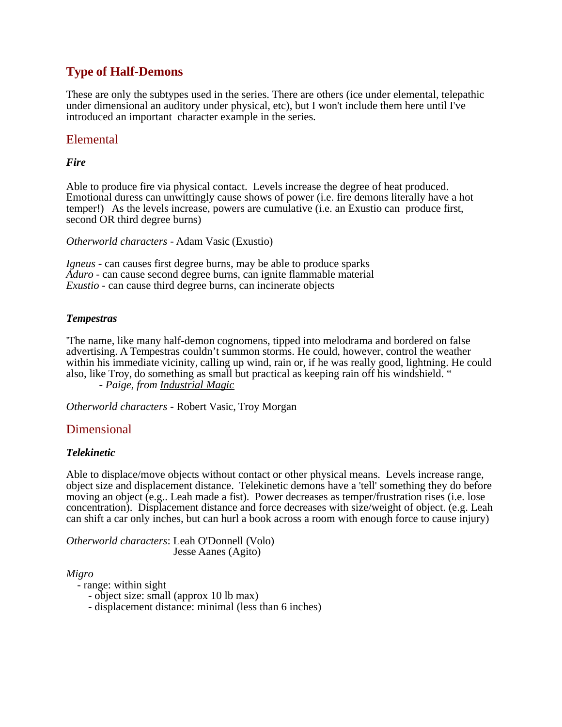## Type of Half-Demons

These are only the subtypes used in the series. There are others (ice under elemental, telepathic under dimensional an auditory under physical, etc), but I won't include them here until I've introduced an important character example in the series.

### Elemental

#### *Fire*

Able to produce fire via physical contact. Levels increase the degree of heat produced. Emotional duress can unwittingly cause shows of power (i.e. fire demons literally have a hot temper!) As the levels increase, powers are cumulative (i.e. an Exustio can produce first, second OR third degree burns)

*Otherworld characters* - Adam Vasic (Exustio)

*Igneus* - can causes first degree burns, may be able to produce sparks
*Aduro* - can cause second degree burns, can ignite flammable material
*Exustio* - can cause third degree burns, can incinerate objects

#### *Tempestras*

'The name, like many half-demon cognomens, tipped into melodrama and bordered on false advertising. A Tempestras couldn't summon storms. He could, however, control the weather within his immediate vicinity, calling up wind, rain or, if he was really good, lightning. He could also, like Troy, do something as small but practical as keeping rain off his windshield. "
 - *Paige, from Industrial Magic*

*Otherworld characters* - Robert Vasic, Troy Morgan

### Dimensional

#### *Telekinetic*

Able to displace/move objects without contact or other physical means. Levels increase range, object size and displacement distance. Telekinetic demons have a 'tell' something they do before moving an object (e.g.. Leah made a fist). Power decreases as temper/frustration rises (i.e. lose concentration). Displacement distance and force decreases with size/weight of object. (e.g. Leah can shift a car only inches, but can hurl a book across a room with enough force to cause injury)

*Otherworld characters*: Leah O'Donnell (Volo)
Jesse Aanes (Agito)

*Migro*
- range: within sight
  - object size: small (approx 10 lb max)
  - displacement distance: minimal (less than 6 inches)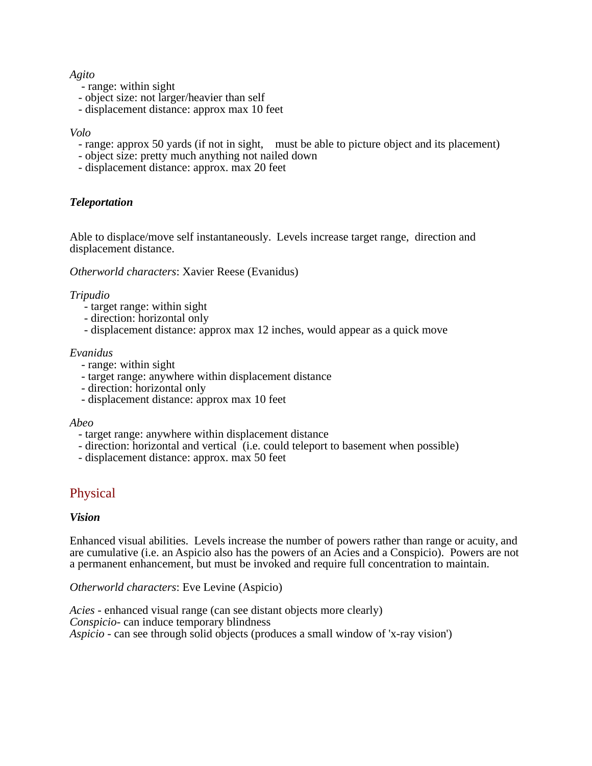*Agito*

- range: within sight
- object size: not larger/heavier than self
- displacement distance: approx max 10 feet

*Volo*

- range: approx 50 yards (if not in sight, must be able to picture object and its placement)
- object size: pretty much anything not nailed down
- displacement distance: approx. max 20 feet

### ***Teleportation***

Able to displace/move self instantaneously. Levels increase target range, direction and displacement distance.

*Otherworld characters*: Xavier Reese (Evanidus)

*Tripudio*

- target range: within sight
- direction: horizontal only
- displacement distance: approx max 12 inches, would appear as a quick move

*Evanidus*

- range: within sight
- target range: anywhere within displacement distance
- direction: horizontal only
- displacement distance: approx max 10 feet

*Abeo*

- target range: anywhere within displacement distance
- direction: horizontal and vertical (i.e. could teleport to basement when possible)
- displacement distance: approx. max 50 feet

## Physical

### ***Vision***

Enhanced visual abilities. Levels increase the number of powers rather than range or acuity, and are cumulative (i.e. an Aspicio also has the powers of an Acies and a Conspicio). Powers are not a permanent enhancement, but must be invoked and require full concentration to maintain.

*Otherworld characters*: Eve Levine (Aspicio)

*Acies* - enhanced visual range (can see distant objects more clearly)
*Conspicio*- can induce temporary blindness
*Aspicio* - can see through solid objects (produces a small window of 'x-ray vision')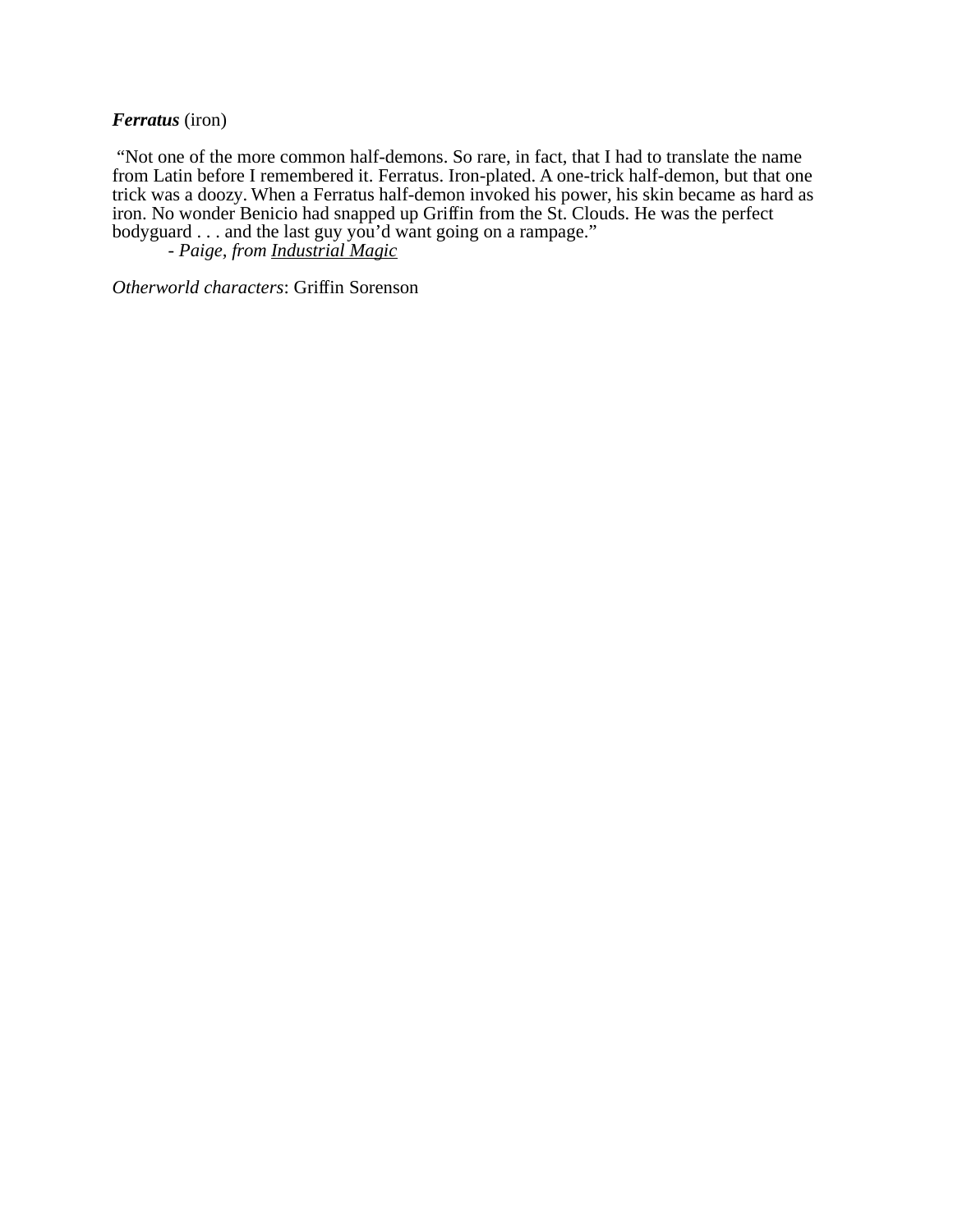***Ferratus*** (iron)

"Not one of the more common half-demons. So rare, in fact, that I had to translate the name from Latin before I remembered it. Ferratus. Iron-plated. A one-trick half-demon, but that one trick was a doozy. When a Ferratus half-demon invoked his power, his skin became as hard as iron. No wonder Benicio had snapped up Griffin from the St. Clouds. He was the perfect bodyguard . . . and the last guy you'd want going on a rampage."

*- Paige, from* *<u>Industrial Magic</u>*

*Otherworld characters*: Griffin Sorenson